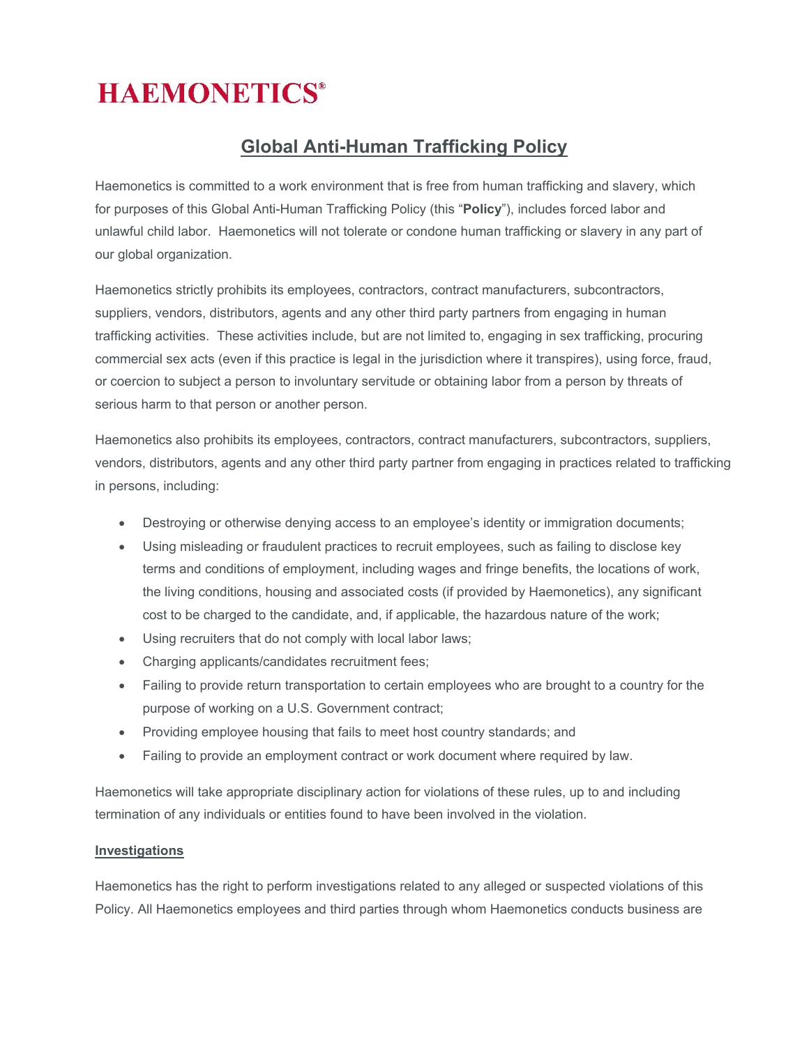# HAEMONETICS®

## Global Anti-Human Trafficking Policy

Haemonetics is committed to a work environment that is free from human trafficking and slavery, which for purposes of this Global Anti-Human Trafficking Policy (this "**Policy**"), includes forced labor and unlawful child labor. Haemonetics will not tolerate or condone human trafficking or slavery in any part of our global organization.

Haemonetics strictly prohibits its employees, contractors, contract manufacturers, subcontractors, suppliers, vendors, distributors, agents and any other third party partners from engaging in human trafficking activities. These activities include, but are not limited to, engaging in sex trafficking, procuring commercial sex acts (even if this practice is legal in the jurisdiction where it transpires), using force, fraud, or coercion to subject a person to involuntary servitude or obtaining labor from a person by threats of serious harm to that person or another person.

Haemonetics also prohibits its employees, contractors, contract manufacturers, subcontractors, suppliers, vendors, distributors, agents and any other third party partner from engaging in practices related to trafficking in persons, including:

- Destroying or otherwise denying access to an employee's identity or immigration documents;
- Using misleading or fraudulent practices to recruit employees, such as failing to disclose key terms and conditions of employment, including wages and fringe benefits, the locations of work, the living conditions, housing and associated costs (if provided by Haemonetics), any significant cost to be charged to the candidate, and, if applicable, the hazardous nature of the work;
- Using recruiters that do not comply with local labor laws;
- Charging applicants/candidates recruitment fees;
- Failing to provide return transportation to certain employees who are brought to a country for the purpose of working on a U.S. Government contract;
- Providing employee housing that fails to meet host country standards; and
- Failing to provide an employment contract or work document where required by law.

Haemonetics will take appropriate disciplinary action for violations of these rules, up to and including termination of any individuals or entities found to have been involved in the violation.

### Investigations

Haemonetics has the right to perform investigations related to any alleged or suspected violations of this Policy. All Haemonetics employees and third parties through whom Haemonetics conducts business are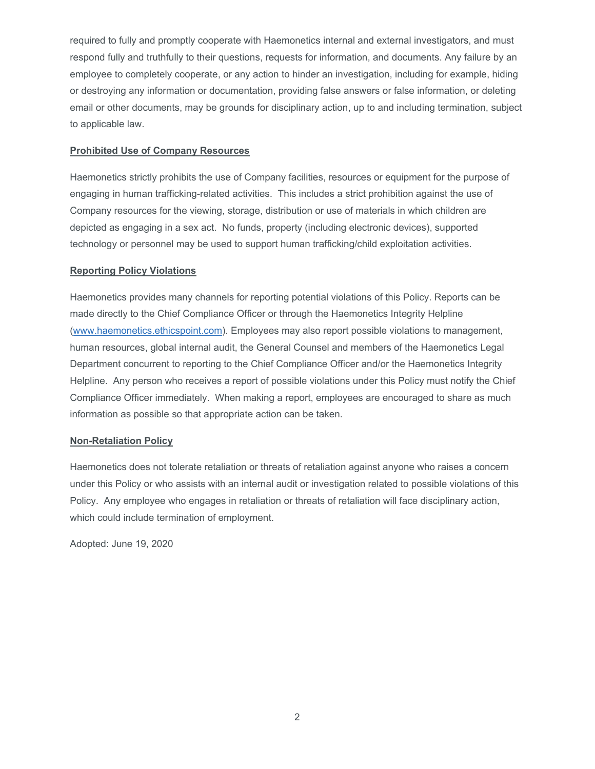required to fully and promptly cooperate with Haemonetics internal and external investigators, and must respond fully and truthfully to their questions, requests for information, and documents. Any failure by an employee to completely cooperate, or any action to hinder an investigation, including for example, hiding or destroying any information or documentation, providing false answers or false information, or deleting email or other documents, may be grounds for disciplinary action, up to and including termination, subject to applicable law.

**Prohibited Use of Company Resources**

Haemonetics strictly prohibits the use of Company facilities, resources or equipment for the purpose of engaging in human trafficking-related activities. This includes a strict prohibition against the use of Company resources for the viewing, storage, distribution or use of materials in which children are depicted as engaging in a sex act. No funds, property (including electronic devices), supported technology or personnel may be used to support human trafficking/child exploitation activities.

**Reporting Policy Violations**

Haemonetics provides many channels for reporting potential violations of this Policy. Reports can be made directly to the Chief Compliance Officer or through the Haemonetics Integrity Helpline (www.haemonetics.ethicspoint.com). Employees may also report possible violations to management, human resources, global internal audit, the General Counsel and members of the Haemonetics Legal Department concurrent to reporting to the Chief Compliance Officer and/or the Haemonetics Integrity Helpline. Any person who receives a report of possible violations under this Policy must notify the Chief Compliance Officer immediately. When making a report, employees are encouraged to share as much information as possible so that appropriate action can be taken.

**Non-Retaliation Policy**

Haemonetics does not tolerate retaliation or threats of retaliation against anyone who raises a concern under this Policy or who assists with an internal audit or investigation related to possible violations of this Policy. Any employee who engages in retaliation or threats of retaliation will face disciplinary action, which could include termination of employment.

Adopted: June 19, 2020